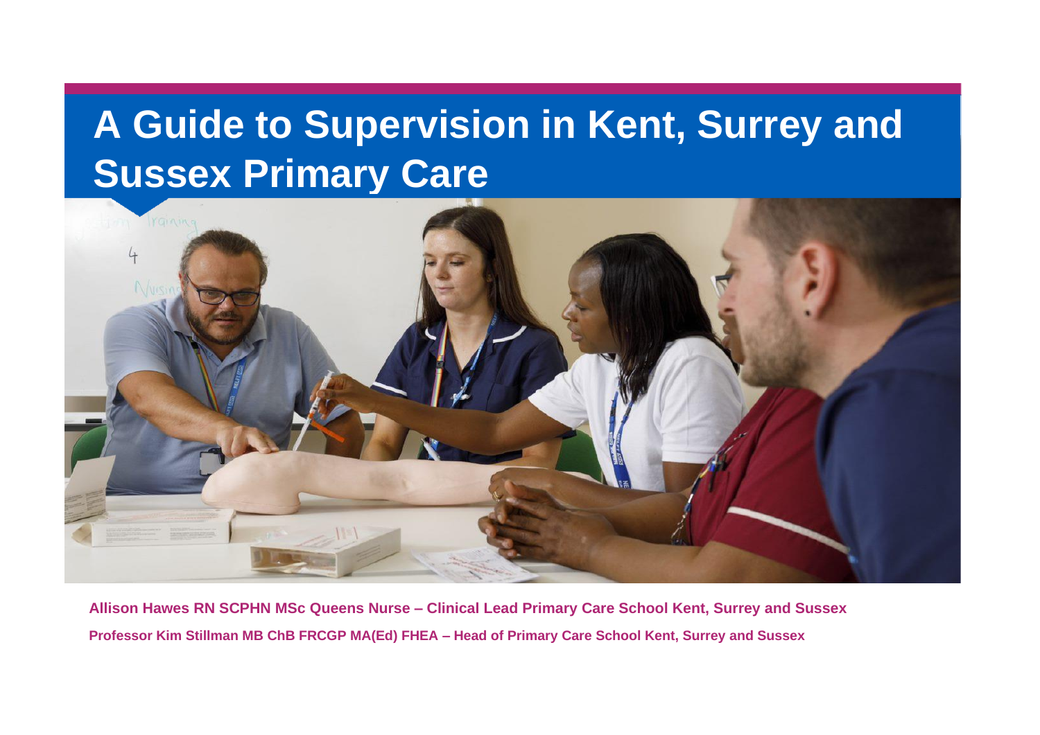# A Guide to Supervision in Kent, Surrey and Sussex Primary Care

**Allison Hawes RN SCPHN MSc Queens Nurse – Clinical Lead Primary Care School Kent, Surrey and Sussex**

**Professor Kim Stillman MB ChB FRCGP MA(Ed) FHEA – Head of Primary Care School Kent, Surrey and Sussex**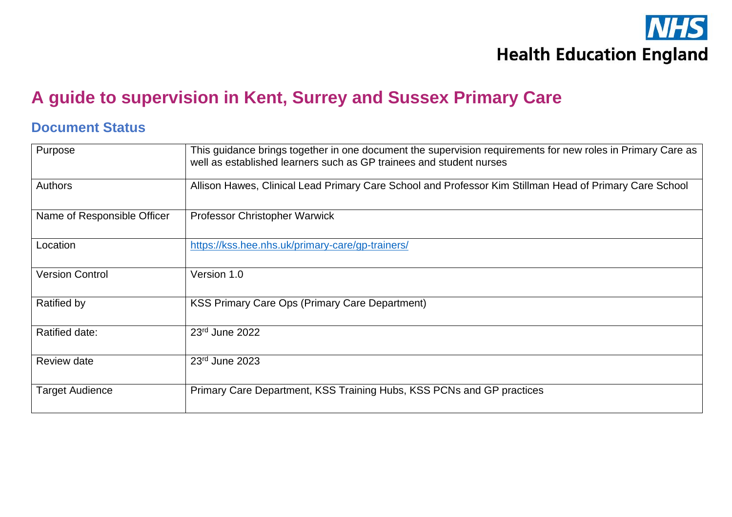NHS
Health Education England

# A guide to supervision in Kent, Surrey and Sussex Primary Care

## Document Status

| Purpose | This guidance brings together in one document the supervision requirements for new roles in Primary Care as well as established learners such as GP trainees and student nurses |
|---|---|
| Authors | Allison Hawes, Clinical Lead Primary Care School and Professor Kim Stillman Head of Primary Care School |
| Name of Responsible Officer | Professor Christopher Warwick |
| Location | https://kss.hee.nhs.uk/primary-care/gp-trainers/ |
| Version Control | Version 1.0 |
| Ratified by | KSS Primary Care Ops (Primary Care Department) |
| Ratified date: | 23rd June 2022 |
| Review date | 23rd June 2023 |
| Target Audience | Primary Care Department, KSS Training Hubs, KSS PCNs and GP practices |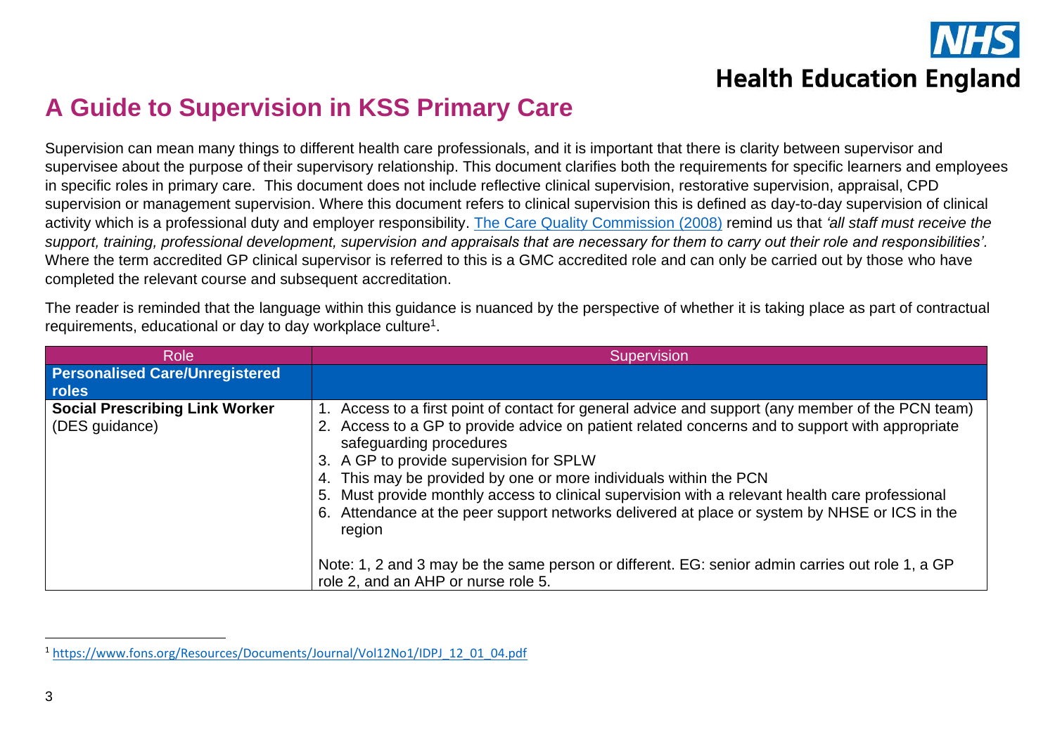# A Guide to Supervision in KSS Primary Care

Supervision can mean many things to different health care professionals, and it is important that there is clarity between supervisor and supervisee about the purpose of their supervisory relationship. This document clarifies both the requirements for specific learners and employees in specific roles in primary care. This document does not include reflective clinical supervision, restorative supervision, appraisal, CPD supervision or management supervision. Where this document refers to clinical supervision this is defined as day-to-day supervision of clinical activity which is a professional duty and employer responsibility. [The Care Quality Commission (2008)](#) remind us that *'all staff must receive the support, training, professional development, supervision and appraisals that are necessary for them to carry out their role and responsibilities'.* Where the term accredited GP clinical supervisor is referred to this is a GMC accredited role and can only be carried out by those who have completed the relevant course and subsequent accreditation.

The reader is reminded that the language within this guidance is nuanced by the perspective of whether it is taking place as part of contractual requirements, educational or day to day workplace culture[1].

| Role | Supervision |
|---|---|
| **Personalised Care/Unregistered roles** | |
| **Social Prescribing Link Worker** (DES guidance) | 1. Access to a first point of contact for general advice and support (any member of the PCN team)<br>2. Access to a GP to provide advice on patient related concerns and to support with appropriate safeguarding procedures<br>3. A GP to provide supervision for SPLW<br>4. This may be provided by one or more individuals within the PCN<br>5. Must provide monthly access to clinical supervision with a relevant health care professional<br>6. Attendance at the peer support networks delivered at place or system by NHSE or ICS in the region<br><br>Note: 1, 2 and 3 may be the same person or different. EG: senior admin carries out role 1, a GP role 2, and an AHP or nurse role 5. |

[1] https://www.fons.org/Resources/Documents/Journal/Vol12No1/IDPJ_12_01_04.pdf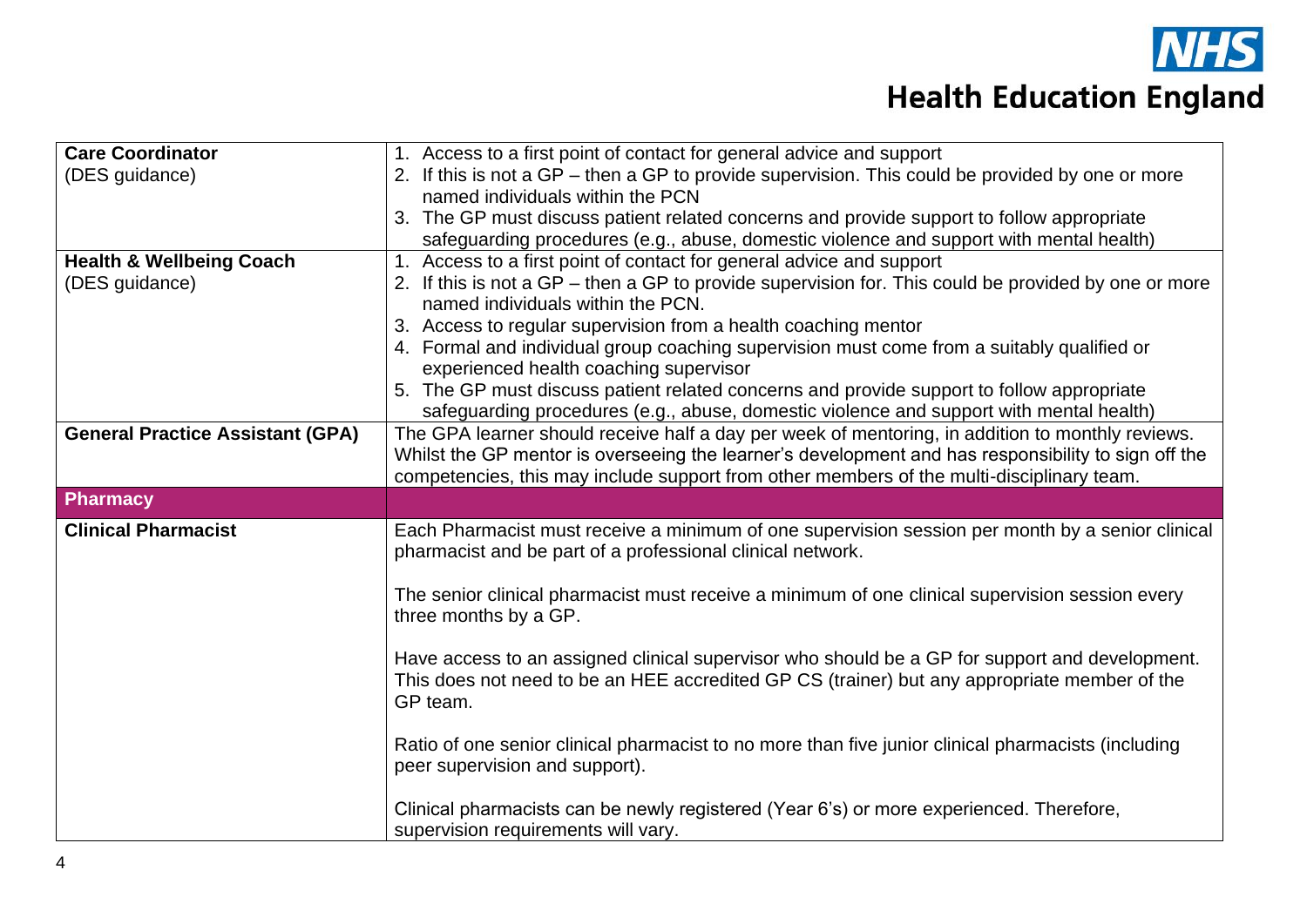| | |
|---|---|
| **Care Coordinator**<br>(DES guidance) | 1. Access to a first point of contact for general advice and support<br>2. If this is not a GP – then a GP to provide supervision. This could be provided by one or more named individuals within the PCN<br>3. The GP must discuss patient related concerns and provide support to follow appropriate safeguarding procedures (e.g., abuse, domestic violence and support with mental health) |
| **Health & Wellbeing Coach**<br>(DES guidance) | 1. Access to a first point of contact for general advice and support<br>2. If this is not a GP – then a GP to provide supervision for. This could be provided by one or more named individuals within the PCN.<br>3. Access to regular supervision from a health coaching mentor<br>4. Formal and individual group coaching supervision must come from a suitably qualified or experienced health coaching supervisor<br>5. The GP must discuss patient related concerns and provide support to follow appropriate safeguarding procedures (e.g., abuse, domestic violence and support with mental health) |
| **General Practice Assistant (GPA)** | The GPA learner should receive half a day per week of mentoring, in addition to monthly reviews. Whilst the GP mentor is overseeing the learner's development and has responsibility to sign off the competencies, this may include support from other members of the multi-disciplinary team. |
| **Pharmacy** | |
| **Clinical Pharmacist** | Each Pharmacist must receive a minimum of one supervision session per month by a senior clinical pharmacist and be part of a professional clinical network.<br><br>The senior clinical pharmacist must receive a minimum of one clinical supervision session every three months by a GP.<br><br>Have access to an assigned clinical supervisor who should be a GP for support and development. This does not need to be an HEE accredited GP CS (trainer) but any appropriate member of the GP team.<br><br>Ratio of one senior clinical pharmacist to no more than five junior clinical pharmacists (including peer supervision and support).<br><br>Clinical pharmacists can be newly registered (Year 6's) or more experienced. Therefore, supervision requirements will vary. |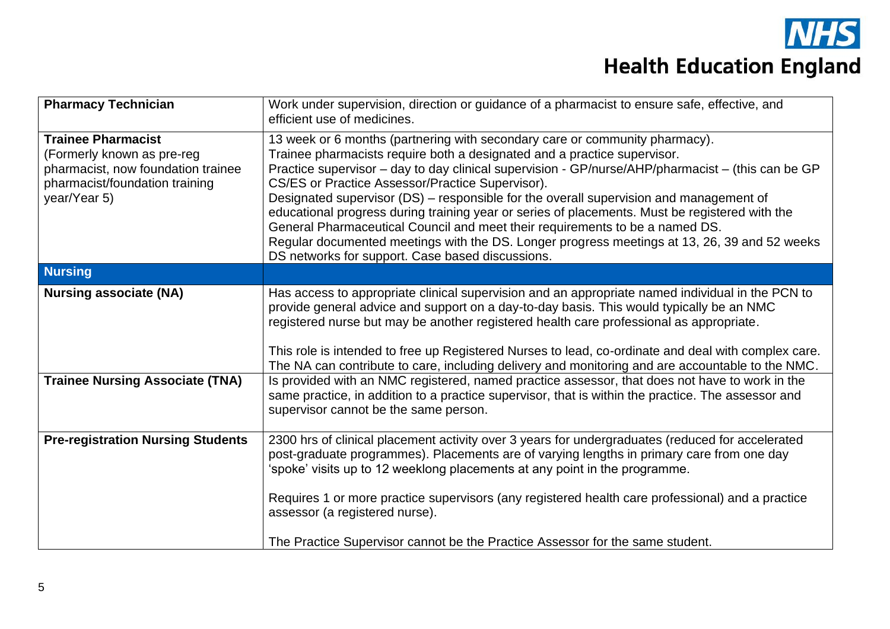| | |
|---|---|
| **Pharmacy Technician** | Work under supervision, direction or guidance of a pharmacist to ensure safe, effective, and efficient use of medicines. |
| **Trainee Pharmacist**<br>(Formerly known as pre-reg pharmacist, now foundation trainee pharmacist/foundation training year/Year 5) | 13 week or 6 months (partnering with secondary care or community pharmacy).<br>Trainee pharmacists require both a designated and a practice supervisor.<br>Practice supervisor – day to day clinical supervision - GP/nurse/AHP/pharmacist – (this can be GP CS/ES or Practice Assessor/Practice Supervisor).<br>Designated supervisor (DS) – responsible for the overall supervision and management of educational progress during training year or series of placements. Must be registered with the General Pharmaceutical Council and meet their requirements to be a named DS.<br>Regular documented meetings with the DS. Longer progress meetings at 13, 26, 39 and 52 weeks DS networks for support. Case based discussions. |
| **Nursing** | |
| **Nursing associate (NA)** | Has access to appropriate clinical supervision and an appropriate named individual in the PCN to provide general advice and support on a day-to-day basis. This would typically be an NMC registered nurse but may be another registered health care professional as appropriate.<br><br>This role is intended to free up Registered Nurses to lead, co-ordinate and deal with complex care. The NA can contribute to care, including delivery and monitoring and are accountable to the NMC. |
| **Trainee Nursing Associate (TNA)** | Is provided with an NMC registered, named practice assessor, that does not have to work in the same practice, in addition to a practice supervisor, that is within the practice. The assessor and supervisor cannot be the same person. |
| **Pre-registration Nursing Students** | 2300 hrs of clinical placement activity over 3 years for undergraduates (reduced for accelerated post-graduate programmes). Placements are of varying lengths in primary care from one day 'spoke' visits up to 12 weeklong placements at any point in the programme.<br><br>Requires 1 or more practice supervisors (any registered health care professional) and a practice assessor (a registered nurse).<br><br>The Practice Supervisor cannot be the Practice Assessor for the same student. |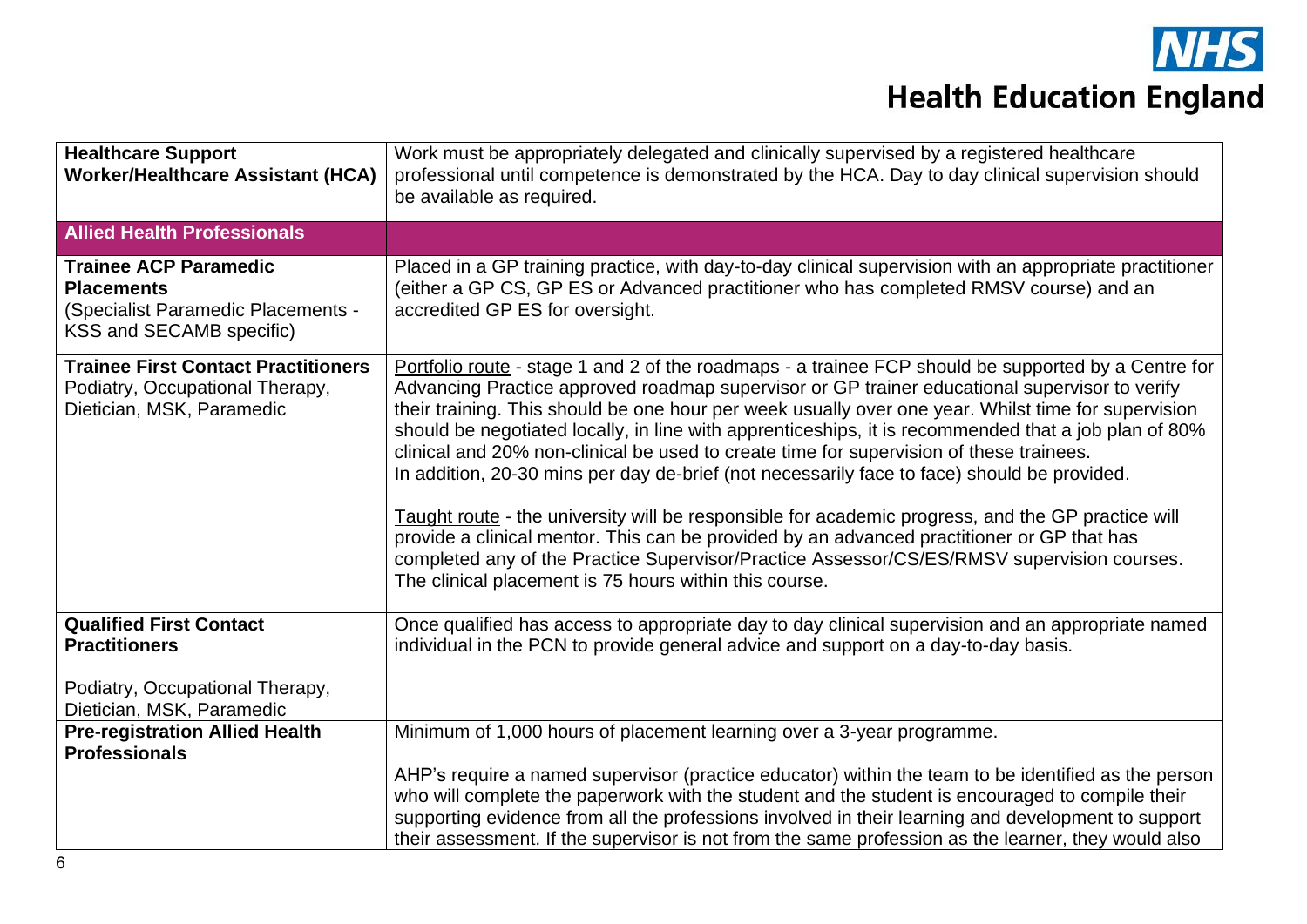| | |
|---|---|
| **Healthcare Support Worker/Healthcare Assistant (HCA)** | Work must be appropriately delegated and clinically supervised by a registered healthcare professional until competence is demonstrated by the HCA. Day to day clinical supervision should be available as required. |
| **Allied Health Professionals** | |
| **Trainee ACP Paramedic Placements** (Specialist Paramedic Placements - KSS and SECAMB specific) | Placed in a GP training practice, with day-to-day clinical supervision with an appropriate practitioner (either a GP CS, GP ES or Advanced practitioner who has completed RMSV course) and an accredited GP ES for oversight. |
| **Trainee First Contact Practitioners** Podiatry, Occupational Therapy, Dietician, MSK, Paramedic | Portfolio route - stage 1 and 2 of the roadmaps - a trainee FCP should be supported by a Centre for Advancing Practice approved roadmap supervisor or GP trainer educational supervisor to verify their training. This should be one hour per week usually over one year. Whilst time for supervision should be negotiated locally, in line with apprenticeships, it is recommended that a job plan of 80% clinical and 20% non-clinical be used to create time for supervision of these trainees. In addition, 20-30 mins per day de-brief (not necessarily face to face) should be provided.<br><br>Taught route - the university will be responsible for academic progress, and the GP practice will provide a clinical mentor. This can be provided by an advanced practitioner or GP that has completed any of the Practice Supervisor/Practice Assessor/CS/ES/RMSV supervision courses. The clinical placement is 75 hours within this course. |
| **Qualified First Contact Practitioners**<br><br>Podiatry, Occupational Therapy, Dietician, MSK, Paramedic | Once qualified has access to appropriate day to day clinical supervision and an appropriate named individual in the PCN to provide general advice and support on a day-to-day basis. |
| **Pre-registration Allied Health Professionals** | Minimum of 1,000 hours of placement learning over a 3-year programme.<br><br>AHP's require a named supervisor (practice educator) within the team to be identified as the person who will complete the paperwork with the student and the student is encouraged to compile their supporting evidence from all the professions involved in their learning and development to support their assessment. If the supervisor is not from the same profession as the learner, they would also |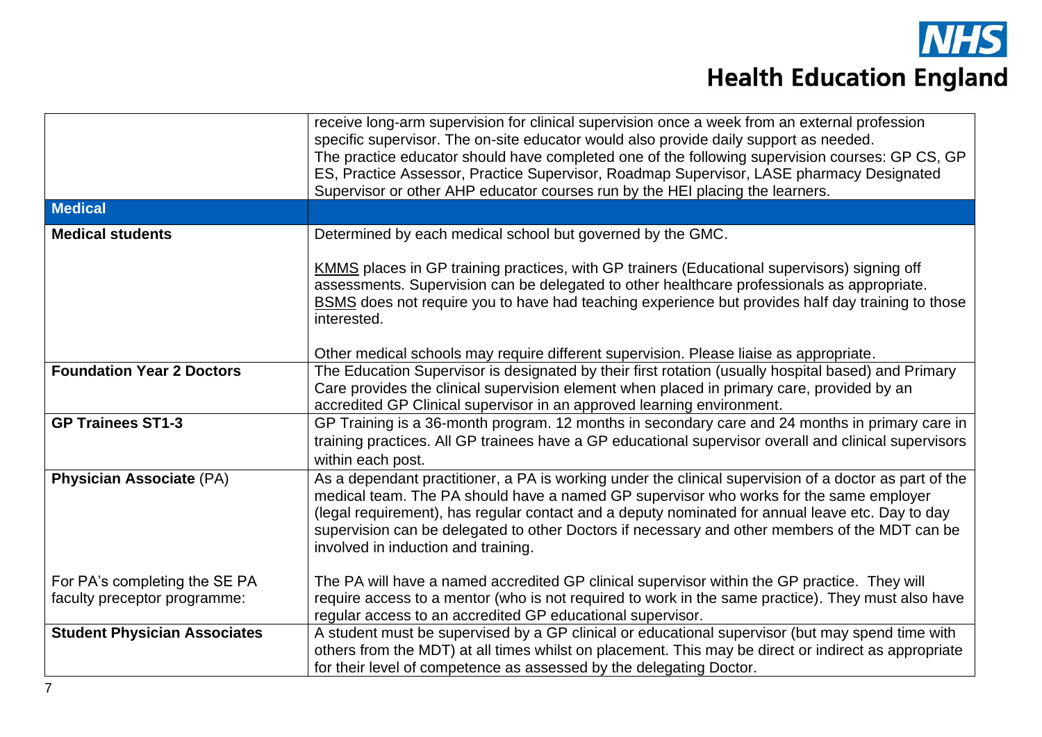| | |
|---|---|
| | receive long-arm supervision for clinical supervision once a week from an external profession specific supervisor. The on-site educator would also provide daily support as needed.<br>The practice educator should have completed one of the following supervision courses: GP CS, GP ES, Practice Assessor, Practice Supervisor, Roadmap Supervisor, LASE pharmacy Designated Supervisor or other AHP educator courses run by the HEI placing the learners. |
| **Medical** | |
| **Medical students** | Determined by each medical school but governed by the GMC.<br><br>KMMS places in GP training practices, with GP trainers (Educational supervisors) signing off assessments. Supervision can be delegated to other healthcare professionals as appropriate.<br>BSMS does not require you to have had teaching experience but provides half day training to those interested.<br><br>Other medical schools may require different supervision. Please liaise as appropriate. |
| **Foundation Year 2 Doctors** | The Education Supervisor is designated by their first rotation (usually hospital based) and Primary Care provides the clinical supervision element when placed in primary care, provided by an accredited GP Clinical supervisor in an approved learning environment. |
| **GP Trainees ST1-3** | GP Training is a 36-month program. 12 months in secondary care and 24 months in primary care in training practices. All GP trainees have a GP educational supervisor overall and clinical supervisors within each post. |
| **Physician Associate** (PA)<br><br><br><br><br>For PA's completing the SE PA faculty preceptor programme: | As a dependant practitioner, a PA is working under the clinical supervision of a doctor as part of the medical team. The PA should have a named GP supervisor who works for the same employer (legal requirement), has regular contact and a deputy nominated for annual leave etc. Day to day supervision can be delegated to other Doctors if necessary and other members of the MDT can be involved in induction and training.<br><br>The PA will have a named accredited GP clinical supervisor within the GP practice. They will require access to a mentor (who is not required to work in the same practice). They must also have regular access to an accredited GP educational supervisor. |
| **Student Physician Associates** | A student must be supervised by a GP clinical or educational supervisor (but may spend time with others from the MDT) at all times whilst on placement. This may be direct or indirect as appropriate for their level of competence as assessed by the delegating Doctor. |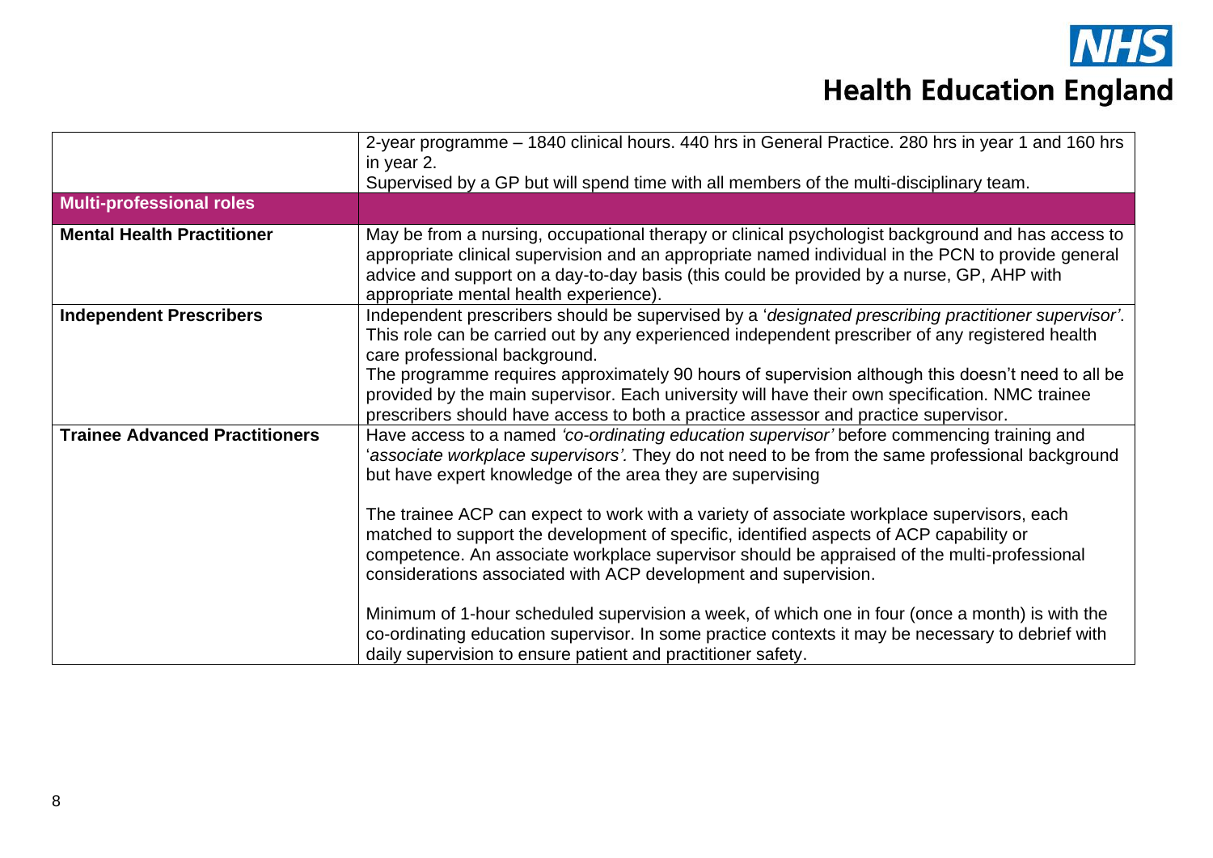| | |
|---|---|
| | 2-year programme – 1840 clinical hours. 440 hrs in General Practice. 280 hrs in year 1 and 160 hrs in year 2.<br>Supervised by a GP but will spend time with all members of the multi-disciplinary team. |
| **Multi-professional roles** | |
| **Mental Health Practitioner** | May be from a nursing, occupational therapy or clinical psychologist background and has access to appropriate clinical supervision and an appropriate named individual in the PCN to provide general advice and support on a day-to-day basis (this could be provided by a nurse, GP, AHP with appropriate mental health experience). |
| **Independent Prescribers** | Independent prescribers should be supervised by a '*designated prescribing practitioner supervisor'*. This role can be carried out by any experienced independent prescriber of any registered health care professional background.<br>The programme requires approximately 90 hours of supervision although this doesn't need to all be provided by the main supervisor. Each university will have their own specification. NMC trainee prescribers should have access to both a practice assessor and practice supervisor. |
| **Trainee Advanced Practitioners** | Have access to a named *'co-ordinating education supervisor'* before commencing training and '*associate workplace supervisors'.* They do not need to be from the same professional background but have expert knowledge of the area they are supervising<br><br>The trainee ACP can expect to work with a variety of associate workplace supervisors, each matched to support the development of specific, identified aspects of ACP capability or competence. An associate workplace supervisor should be appraised of the multi-professional considerations associated with ACP development and supervision.<br><br>Minimum of 1-hour scheduled supervision a week, of which one in four (once a month) is with the co-ordinating education supervisor. In some practice contexts it may be necessary to debrief with daily supervision to ensure patient and practitioner safety. |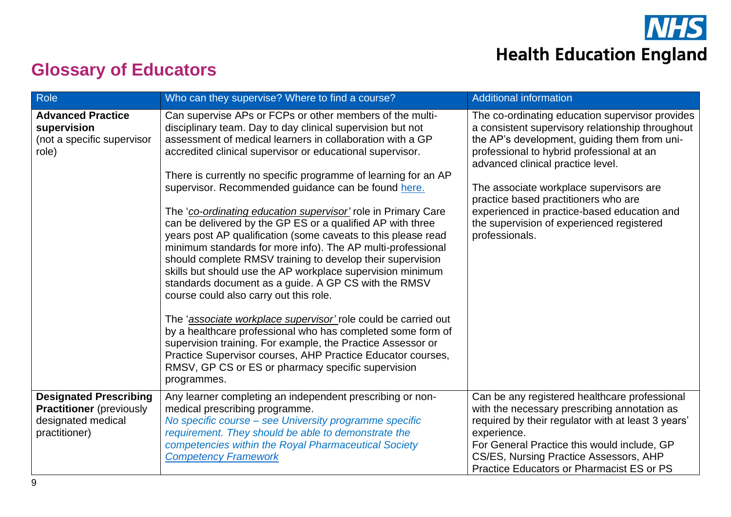## Glossary of Educators

| Role | Who can they supervise? Where to find a course? | Additional information |
| --- | --- | --- |
| **Advanced Practice supervision** (not a specific supervisor role) | Can supervise APs or FCPs or other members of the multi-disciplinary team. Day to day clinical supervision but not assessment of medical learners in collaboration with a GP accredited clinical supervisor or educational supervisor.<br><br>There is currently no specific programme of learning for an AP supervisor. Recommended guidance can be found [here.]()<br><br>The '*co-ordinating education supervisor'* role in Primary Care can be delivered by the GP ES or a qualified AP with three years post AP qualification (some caveats to this please read minimum standards for more info). The AP multi-professional should complete RMSV training to develop their supervision skills but should use the AP workplace supervision minimum standards document as a guide. A GP CS with the RMSV course could also carry out this role.<br><br>The '*associate workplace supervisor'* role could be carried out by a healthcare professional who has completed some form of supervision training. For example, the Practice Assessor or Practice Supervisor courses, AHP Practice Educator courses, RMSV, GP CS or ES or pharmacy specific supervision programmes. | The co-ordinating education supervisor provides a consistent supervisory relationship throughout the AP's development, guiding them from uni-professional to hybrid professional at an advanced clinical practice level.<br><br>The associate workplace supervisors are practice based practitioners who are experienced in practice-based education and the supervision of experienced registered professionals. |
| **Designated Prescribing Practitioner** (previously designated medical practitioner) | Any learner completing an independent prescribing or non-medical prescribing programme.<br>*No specific course – see University programme specific requirement. They should be able to demonstrate the competencies within the Royal Pharmaceutical Society [Competency Framework]()* | Can be any registered healthcare professional with the necessary prescribing annotation as required by their regulator with at least 3 years' experience.<br>For General Practice this would include, GP CS/ES, Nursing Practice Assessors, AHP Practice Educators or Pharmacist ES or PS |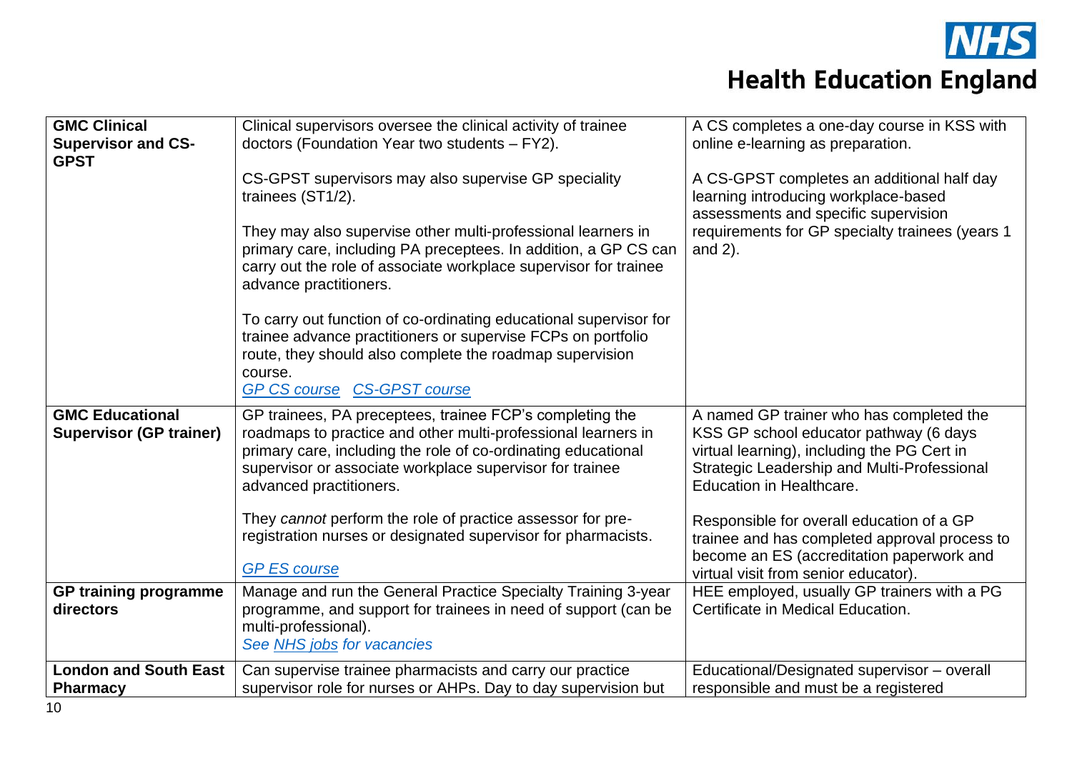| | | |
|---|---|---|
| **GMC Clinical Supervisor and CS-GPST** | Clinical supervisors oversee the clinical activity of trainee doctors (Foundation Year two students – FY2).<br><br>CS-GPST supervisors may also supervise GP speciality trainees (ST1/2).<br><br>They may also supervise other multi-professional learners in primary care, including PA preceptees. In addition, a GP CS can carry out the role of associate workplace supervisor for trainee advance practitioners.<br><br>To carry out function of co-ordinating educational supervisor for trainee advance practitioners or supervise FCPs on portfolio route, they should also complete the roadmap supervision course.<br>*GP CS course* *CS-GPST course* | A CS completes a one-day course in KSS with online e-learning as preparation.<br><br>A CS-GPST completes an additional half day learning introducing workplace-based assessments and specific supervision requirements for GP specialty trainees (years 1 and 2). |
| **GMC Educational Supervisor (GP trainer)** | GP trainees, PA preceptees, trainee FCP's completing the roadmaps to practice and other multi-professional learners in primary care, including the role of co-ordinating educational supervisor or associate workplace supervisor for trainee advanced practitioners.<br><br>They *cannot* perform the role of practice assessor for pre-registration nurses or designated supervisor for pharmacists.<br><br>*GP ES course* | A named GP trainer who has completed the KSS GP school educator pathway (6 days virtual learning), including the PG Cert in Strategic Leadership and Multi-Professional Education in Healthcare.<br><br>Responsible for overall education of a GP trainee and has completed approval process to become an ES (accreditation paperwork and virtual visit from senior educator). |
| **GP training programme directors** | Manage and run the General Practice Specialty Training 3-year programme, and support for trainees in need of support (can be multi-professional).<br>*See NHS jobs for vacancies* | HEE employed, usually GP trainers with a PG Certificate in Medical Education. |
| **London and South East Pharmacy** | Can supervise trainee pharmacists and carry our practice supervisor role for nurses or AHPs. Day to day supervision but | Educational/Designated supervisor – overall responsible and must be a registered |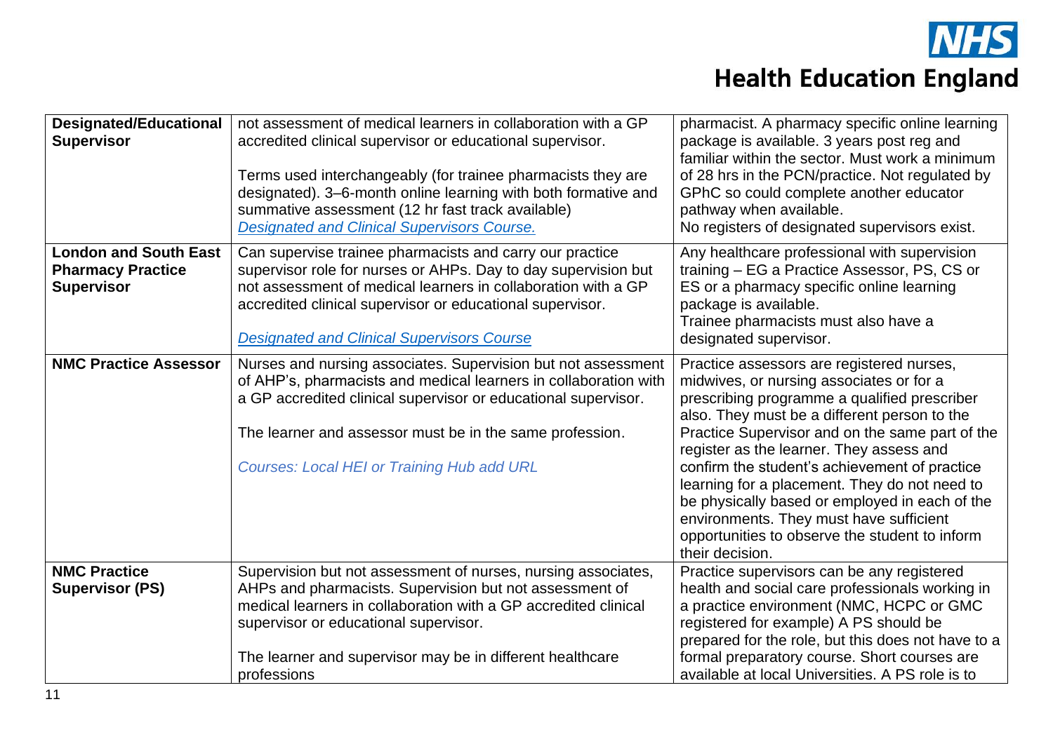| | | |
|---|---|---|
| **Designated/Educational Supervisor** | not assessment of medical learners in collaboration with a GP accredited clinical supervisor or educational supervisor.<br><br>Terms used interchangeably (for trainee pharmacists they are designated). 3–6-month online learning with both formative and summative assessment (12 hr fast track available)<br>*Designated and Clinical Supervisors Course.* | pharmacist. A pharmacy specific online learning package is available. 3 years post reg and familiar within the sector. Must work a minimum of 28 hrs in the PCN/practice. Not regulated by GPhC so could complete another educator pathway when available.<br>No registers of designated supervisors exist. |
| **London and South East Pharmacy Practice Supervisor** | Can supervise trainee pharmacists and carry our practice supervisor role for nurses or AHPs. Day to day supervision but not assessment of medical learners in collaboration with a GP accredited clinical supervisor or educational supervisor.<br><br>*Designated and Clinical Supervisors Course* | Any healthcare professional with supervision training – EG a Practice Assessor, PS, CS or ES or a pharmacy specific online learning package is available.<br>Trainee pharmacists must also have a designated supervisor. |
| **NMC Practice Assessor** | Nurses and nursing associates. Supervision but not assessment of AHP's, pharmacists and medical learners in collaboration with a GP accredited clinical supervisor or educational supervisor.<br><br>The learner and assessor must be in the same profession.<br><br>*Courses: Local HEI or Training Hub add URL* | Practice assessors are registered nurses, midwives, or nursing associates or for a prescribing programme a qualified prescriber also. They must be a different person to the Practice Supervisor and on the same part of the register as the learner. They assess and confirm the student's achievement of practice learning for a placement. They do not need to be physically based or employed in each of the environments. They must have sufficient opportunities to observe the student to inform their decision. |
| **NMC Practice Supervisor (PS)** | Supervision but not assessment of nurses, nursing associates, AHPs and pharmacists. Supervision but not assessment of medical learners in collaboration with a GP accredited clinical supervisor or educational supervisor.<br><br>The learner and supervisor may be in different healthcare professions | Practice supervisors can be any registered health and social care professionals working in a practice environment (NMC, HCPC or GMC registered for example) A PS should be prepared for the role, but this does not have to a formal preparatory course. Short courses are available at local Universities. A PS role is to |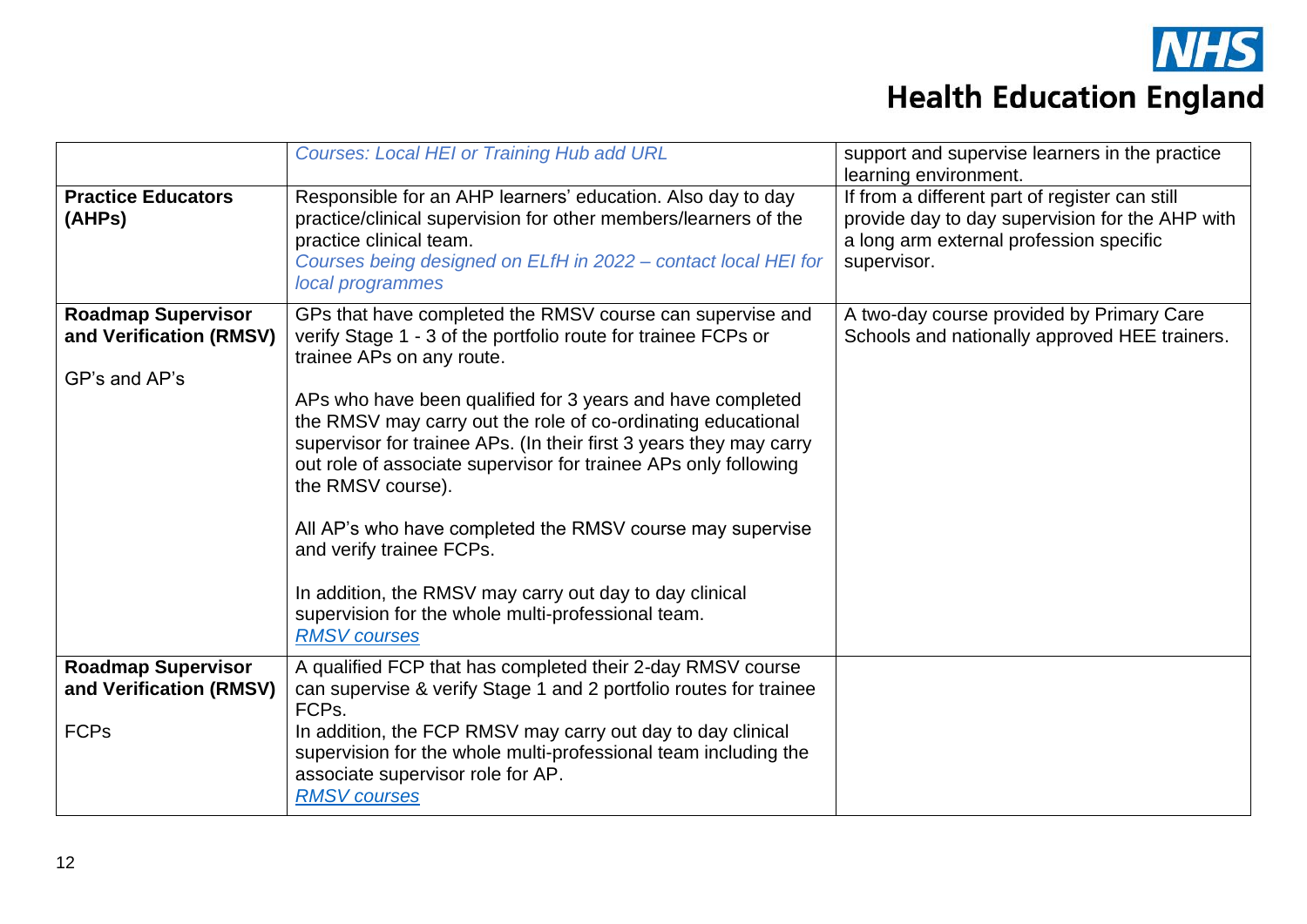| | | |
|---|---|---|
| | *Courses: Local HEI or Training Hub add URL* | support and supervise learners in the practice learning environment. |
| **Practice Educators (AHPs)** | Responsible for an AHP learners' education. Also day to day practice/clinical supervision for other members/learners of the practice clinical team.<br>*Courses being designed on ELfH in 2022 – contact local HEI for local programmes* | If from a different part of register can still provide day to day supervision for the AHP with a long arm external profession specific supervisor. |
| **Roadmap Supervisor and Verification (RMSV)**<br><br>GP's and AP's | GPs that have completed the RMSV course can supervise and verify Stage 1 - 3 of the portfolio route for trainee FCPs or trainee APs on any route.<br><br>APs who have been qualified for 3 years and have completed the RMSV may carry out the role of co-ordinating educational supervisor for trainee APs. (In their first 3 years they may carry out role of associate supervisor for trainee APs only following the RMSV course).<br><br>All AP's who have completed the RMSV course may supervise and verify trainee FCPs.<br><br>In addition, the RMSV may carry out day to day clinical supervision for the whole multi-professional team.<br>*RMSV courses* | A two-day course provided by Primary Care Schools and nationally approved HEE trainers. |
| **Roadmap Supervisor and Verification (RMSV)**<br><br>FCPs | A qualified FCP that has completed their 2-day RMSV course can supervise & verify Stage 1 and 2 portfolio routes for trainee FCPs.<br>In addition, the FCP RMSV may carry out day to day clinical supervision for the whole multi-professional team including the associate supervisor role for AP.<br>*RMSV courses* | |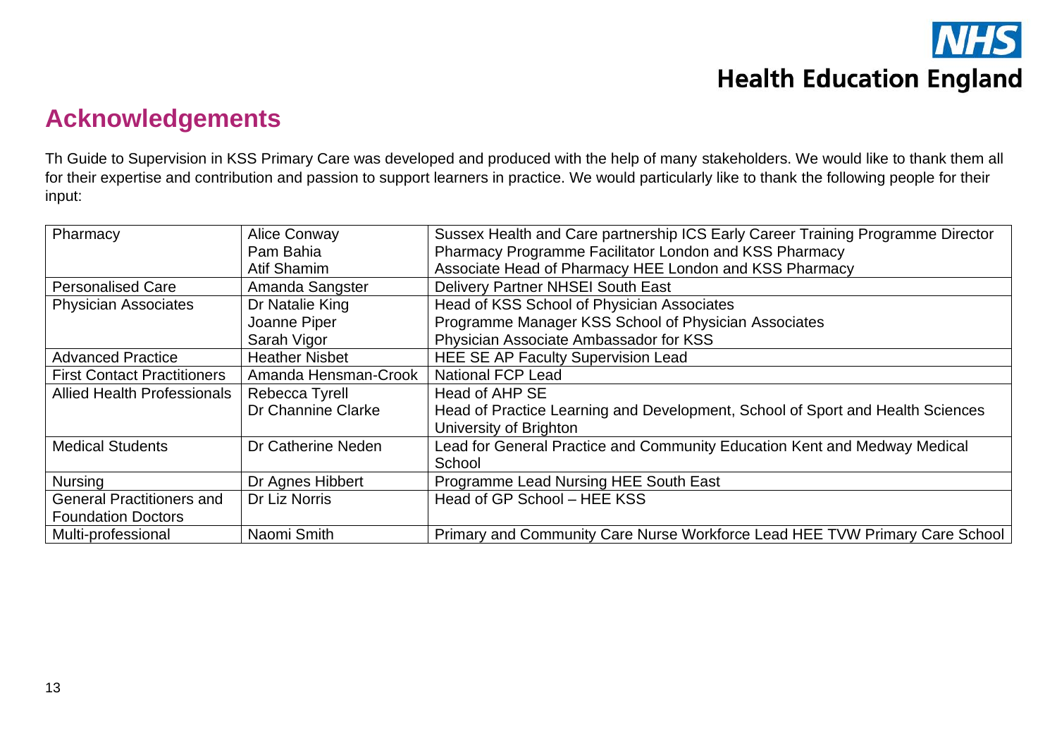## Acknowledgements

Th Guide to Supervision in KSS Primary Care was developed and produced with the help of many stakeholders. We would like to thank them all for their expertise and contribution and passion to support learners in practice. We would particularly like to thank the following people for their input:

| | | |
|---|---|---|
| Pharmacy | Alice Conway<br>Pam Bahia<br>Atif Shamim | Sussex Health and Care partnership ICS Early Career Training Programme Director<br>Pharmacy Programme Facilitator London and KSS Pharmacy<br>Associate Head of Pharmacy HEE London and KSS Pharmacy |
| Personalised Care | Amanda Sangster | Delivery Partner NHSEI South East |
| Physician Associates | Dr Natalie King<br>Joanne Piper<br>Sarah Vigor | Head of KSS School of Physician Associates<br>Programme Manager KSS School of Physician Associates<br>Physician Associate Ambassador for KSS |
| Advanced Practice | Heather Nisbet | HEE SE AP Faculty Supervision Lead |
| First Contact Practitioners | Amanda Hensman-Crook | National FCP Lead |
| Allied Health Professionals | Rebecca Tyrell<br>Dr Channine Clarke | Head of AHP SE<br>Head of Practice Learning and Development, School of Sport and Health Sciences University of Brighton |
| Medical Students | Dr Catherine Neden | Lead for General Practice and Community Education Kent and Medway Medical School |
| Nursing | Dr Agnes Hibbert | Programme Lead Nursing HEE South East |
| General Practitioners and Foundation Doctors | Dr Liz Norris | Head of GP School – HEE KSS |
| Multi-professional | Naomi Smith | Primary and Community Care Nurse Workforce Lead HEE TVW Primary Care School |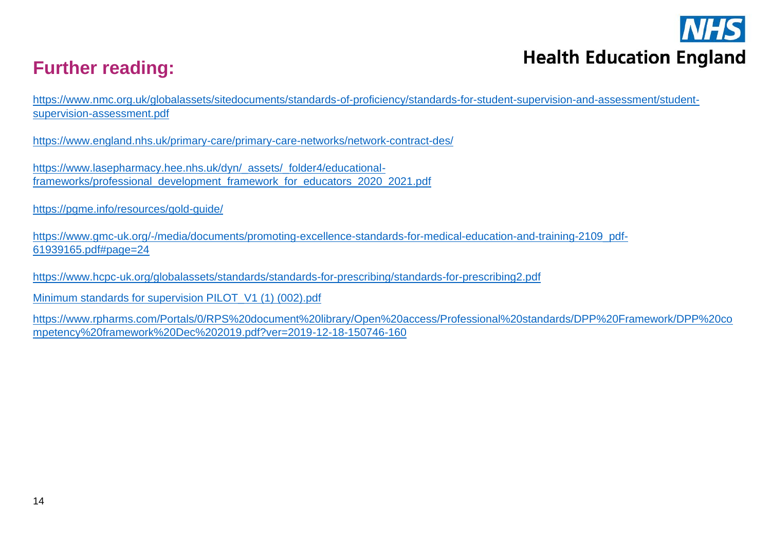## Further reading:

https://www.nmc.org.uk/globalassets/sitedocuments/standards-of-proficiency/standards-for-student-supervision-and-assessment/student-supervision-assessment.pdf

https://www.england.nhs.uk/primary-care/primary-care-networks/network-contract-des/

https://www.lasepharmacy.hee.nhs.uk/dyn/_assets/_folder4/educational-frameworks/professional_development_framework_for_educators_2020_2021.pdf

https://pgme.info/resources/gold-guide/

https://www.gmc-uk.org/-/media/documents/promoting-excellence-standards-for-medical-education-and-training-2109_pdf-61939165.pdf#page=24

https://www.hcpc-uk.org/globalassets/standards/standards-for-prescribing/standards-for-prescribing2.pdf

Minimum standards for supervision PILOT_V1 (1) (002).pdf

https://www.rpharms.com/Portals/0/RPS%20document%20library/Open%20access/Professional%20standards/DPP%20Framework/DPP%20competency%20framework%20Dec%202019.pdf?ver=2019-12-18-150746-160